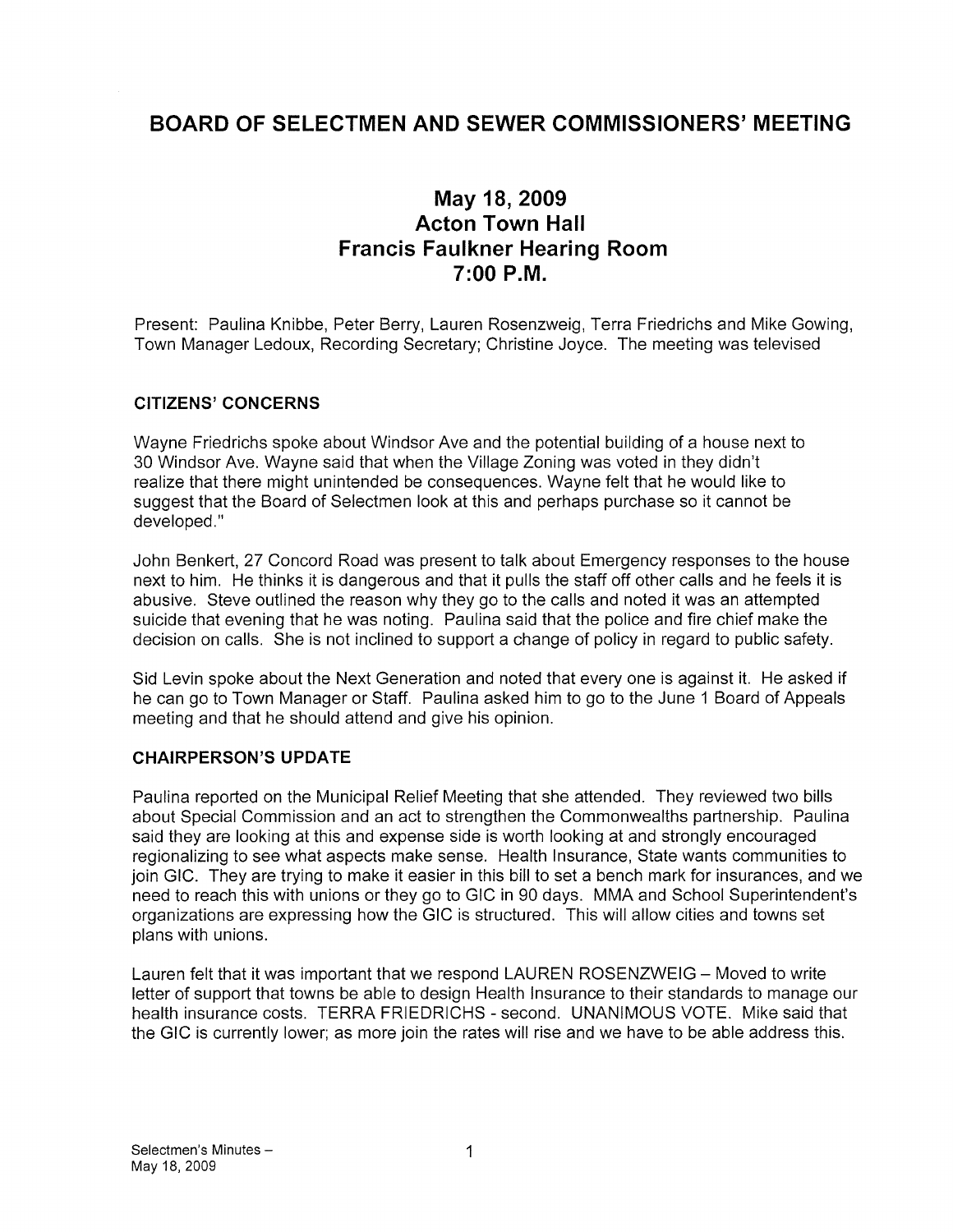# BOARD OF SELECTMEN AND SEWER COMMISSIONERS' MEETING

## May 18, 2009
## Acton Town Hall
## Francis Faulkner Hearing Room
## 7:00 P.M.

Present: Paulina Knibbe, Peter Berry, Lauren Rosenzweig, Terra Friedrichs and Mike Gowing, Town Manager Ledoux, Recording Secretary; Christine Joyce. The meeting was televised

### CITIZENS' CONCERNS

Wayne Friedrichs spoke about Windsor Ave and the potential building of a house next to 30 Windsor Ave. Wayne said that when the Village Zoning was voted in they didn't realize that there might unintended be consequences. Wayne felt that he would like to suggest that the Board of Selectmen look at this and perhaps purchase so it cannot be developed."

John Benkert, 27 Concord Road was present to talk about Emergency responses to the house next to him. He thinks it is dangerous and that it pulls the staff off other calls and he feels it is abusive. Steve outlined the reason why they go to the calls and noted it was an attempted suicide that evening that he was noting. Paulina said that the police and fire chief make the decision on calls. She is not inclined to support a change of policy in regard to public safety.

Sid Levin spoke about the Next Generation and noted that every one is against it. He asked if he can go to Town Manager or Staff. Paulina asked him to go to the June 1 Board of Appeals meeting and that he should attend and give his opinion.

### CHAIRPERSON'S UPDATE

Paulina reported on the Municipal Relief Meeting that she attended. They reviewed two bills about Special Commission and an act to strengthen the Commonwealths partnership. Paulina said they are looking at this and expense side is worth looking at and strongly encouraged regionalizing to see what aspects make sense. Health Insurance, State wants communities to join GIC. They are trying to make it easier in this bill to set a bench mark for insurances, and we need to reach this with unions or they go to GIC in 90 days. MMA and School Superintendent's organizations are expressing how the GIC is structured. This will allow cities and towns set plans with unions.

Lauren felt that it was important that we respond LAUREN ROSENZWEIG – Moved to write letter of support that towns be able to design Health Insurance to their standards to manage our health insurance costs. TERRA FRIEDRICHS - second. UNANIMOUS VOTE. Mike said that the GIC is currently lower; as more join the rates will rise and we have to be able address this.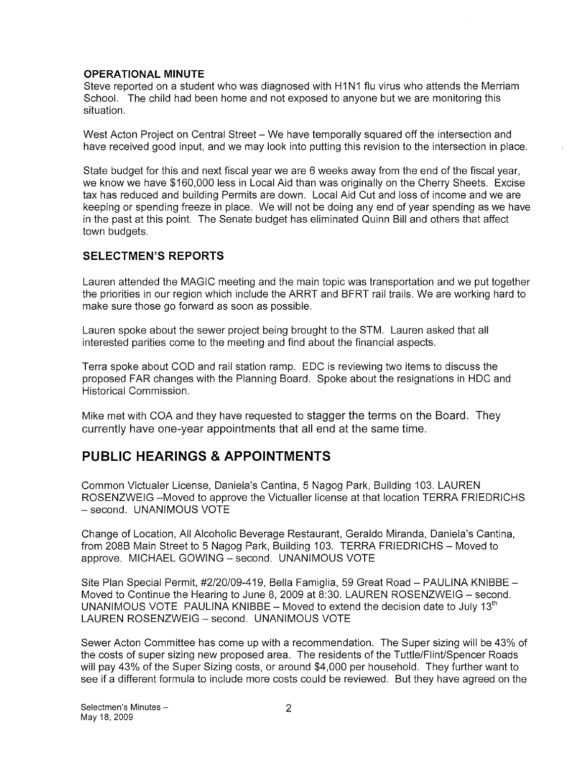**OPERATIONAL MINUTE**
Steve reported on a student who was diagnosed with H1N1 flu virus who attends the Merriam School. The child had been home and not exposed to anyone but we are monitoring this situation.

West Acton Project on Central Street – We have temporally squared off the intersection and have received good input, and we may look into putting this revision to the intersection in place.

State budget for this and next fiscal year we are 6 weeks away from the end of the fiscal year, we know we have $160,000 less in Local Aid than was originally on the Cherry Sheets. Excise tax has reduced and building Permits are down. Local Aid Cut and loss of income and we are keeping or spending freeze in place. We will not be doing any end of year spending as we have in the past at this point. The Senate budget has eliminated Quinn Bill and others that affect town budgets.

## SELECTMEN'S REPORTS

Lauren attended the MAGIC meeting and the main topic was transportation and we put together the priorities in our region which include the ARRT and BFRT rail trails. We are working hard to make sure those go forward as soon as possible.

Lauren spoke about the sewer project being brought to the STM. Lauren asked that all interested parities come to the meeting and find about the financial aspects.

Terra spoke about COD and rail station ramp. EDC is reviewing two items to discuss the proposed FAR changes with the Planning Board. Spoke about the resignations in HDC and Historical Commission.

Mike met with COA and they have requested to stagger the terms on the Board. They currently have one-year appointments that all end at the same time.

# PUBLIC HEARINGS & APPOINTMENTS

Common Victualer License, Daniela's Cantina, 5 Nagog Park, Building 103. LAUREN ROSENZWEIG –Moved to approve the Victualler license at that location TERRA FRIEDRICHS – second. UNANIMOUS VOTE

Change of Location, All Alcoholic Beverage Restaurant, Geraldo Miranda, Daniela's Cantina, from 208B Main Street to 5 Nagog Park, Building 103. TERRA FRIEDRICHS – Moved to approve. MICHAEL GOWING – second. UNANIMOUS VOTE

Site Plan Special Permit, #2/20/09-419, Bella Famiglia, 59 Great Road – PAULINA KNIBBE – Moved to Continue the Hearing to June 8, 2009 at 8:30. LAUREN ROSENZWEIG – second. UNANIMOUS VOTE PAULINA KNIBBE – Moved to extend the decision date to July 13th LAUREN ROSENZWEIG – second. UNANIMOUS VOTE

Sewer Acton Committee has come up with a recommendation. The Super sizing will be 43% of the costs of super sizing new proposed area. The residents of the Tuttle/Flint/Spencer Roads will pay 43% of the Super Sizing costs, or around $4,000 per household. They further want to see if a different formula to include more costs could be reviewed. But they have agreed on the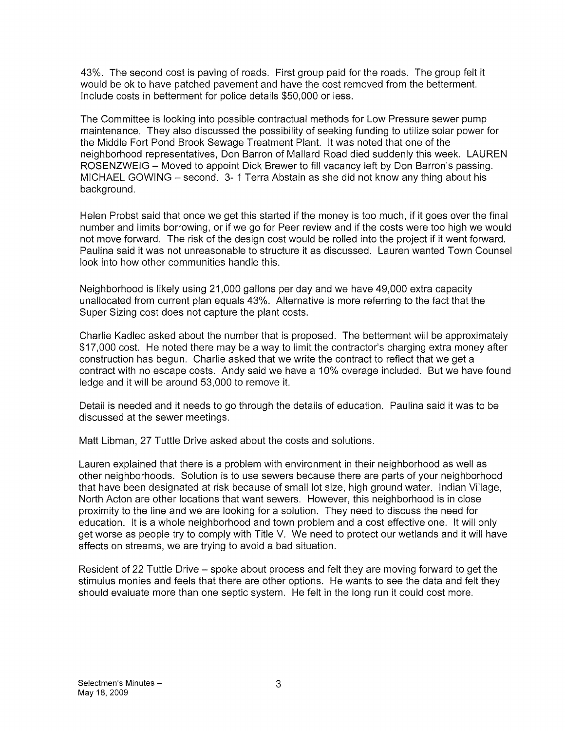43%. The second cost is paving of roads. First group paid for the roads. The group felt it would be ok to have patched pavement and have the cost removed from the betterment. Include costs in betterment for police details $50,000 or less.

The Committee is looking into possible contractual methods for Low Pressure sewer pump maintenance. They also discussed the possibility of seeking funding to utilize solar power for the Middle Fort Pond Brook Sewage Treatment Plant. It was noted that one of the neighborhood representatives, Don Barron of Mallard Road died suddenly this week. LAUREN ROSENZWEIG – Moved to appoint Dick Brewer to fill vacancy left by Don Barron's passing. MICHAEL GOWING – second. 3- 1 Terra Abstain as she did not know any thing about his background.

Helen Probst said that once we get this started if the money is too much, if it goes over the final number and limits borrowing, or if we go for Peer review and if the costs were too high we would not move forward. The risk of the design cost would be rolled into the project if it went forward. Paulina said it was not unreasonable to structure it as discussed. Lauren wanted Town Counsel look into how other communities handle this.

Neighborhood is likely using 21,000 gallons per day and we have 49,000 extra capacity unallocated from current plan equals 43%. Alternative is more referring to the fact that the Super Sizing cost does not capture the plant costs.

Charlie Kadlec asked about the number that is proposed. The betterment will be approximately $17,000 cost. He noted there may be a way to limit the contractor's charging extra money after construction has begun. Charlie asked that we write the contract to reflect that we get a contract with no escape costs. Andy said we have a 10% overage included. But we have found ledge and it will be around 53,000 to remove it.

Detail is needed and it needs to go through the details of education. Paulina said it was to be discussed at the sewer meetings.

Matt Libman, 27 Tuttle Drive asked about the costs and solutions.

Lauren explained that there is a problem with environment in their neighborhood as well as other neighborhoods. Solution is to use sewers because there are parts of your neighborhood that have been designated at risk because of small lot size, high ground water. Indian Village, North Acton are other locations that want sewers. However, this neighborhood is in close proximity to the line and we are looking for a solution. They need to discuss the need for education. It is a whole neighborhood and town problem and a cost effective one. It will only get worse as people try to comply with Title V. We need to protect our wetlands and it will have affects on streams, we are trying to avoid a bad situation.

Resident of 22 Tuttle Drive – spoke about process and felt they are moving forward to get the stimulus monies and feels that there are other options. He wants to see the data and felt they should evaluate more than one septic system. He felt in the long run it could cost more.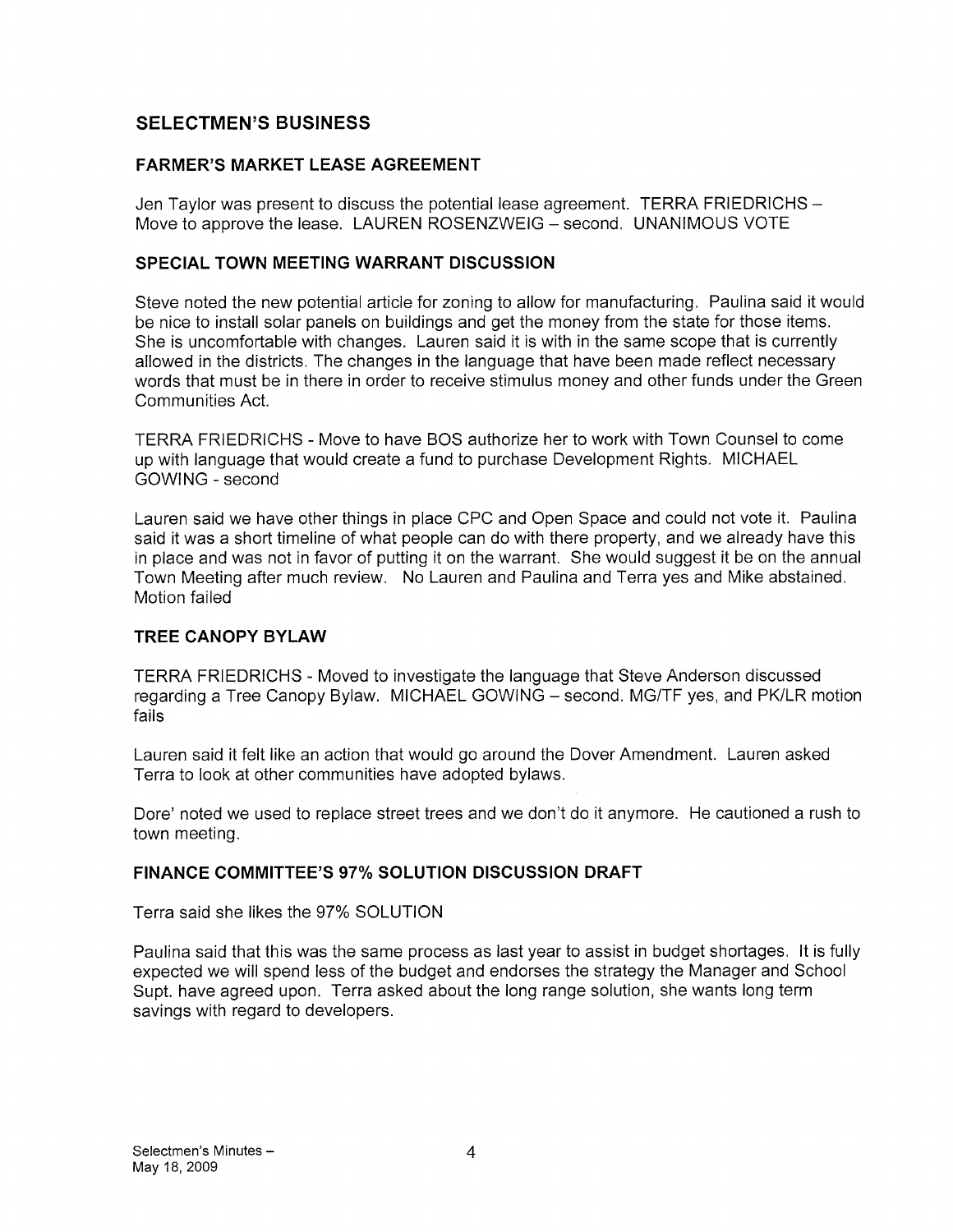## SELECTMEN'S BUSINESS

### FARMER'S MARKET LEASE AGREEMENT

Jen Taylor was present to discuss the potential lease agreement. TERRA FRIEDRICHS – Move to approve the lease. LAUREN ROSENZWEIG – second. UNANIMOUS VOTE

### SPECIAL TOWN MEETING WARRANT DISCUSSION

Steve noted the new potential article for zoning to allow for manufacturing. Paulina said it would be nice to install solar panels on buildings and get the money from the state for those items. She is uncomfortable with changes. Lauren said it is with in the same scope that is currently allowed in the districts. The changes in the language that have been made reflect necessary words that must be in there in order to receive stimulus money and other funds under the Green Communities Act.

TERRA FRIEDRICHS - Move to have BOS authorize her to work with Town Counsel to come up with language that would create a fund to purchase Development Rights. MICHAEL GOWING - second

Lauren said we have other things in place CPC and Open Space and could not vote it. Paulina said it was a short timeline of what people can do with there property, and we already have this in place and was not in favor of putting it on the warrant. She would suggest it be on the annual Town Meeting after much review. No Lauren and Paulina and Terra yes and Mike abstained. Motion failed

### TREE CANOPY BYLAW

TERRA FRIEDRICHS - Moved to investigate the language that Steve Anderson discussed regarding a Tree Canopy Bylaw. MICHAEL GOWING – second. MG/TF yes, and PK/LR motion fails

Lauren said it felt like an action that would go around the Dover Amendment. Lauren asked Terra to look at other communities have adopted bylaws.

Dore' noted we used to replace street trees and we don't do it anymore. He cautioned a rush to town meeting.

### FINANCE COMMITTEE'S 97% SOLUTION DISCUSSION DRAFT

Terra said she likes the 97% SOLUTION

Paulina said that this was the same process as last year to assist in budget shortages. It is fully expected we will spend less of the budget and endorses the strategy the Manager and School Supt. have agreed upon. Terra asked about the long range solution, she wants long term savings with regard to developers.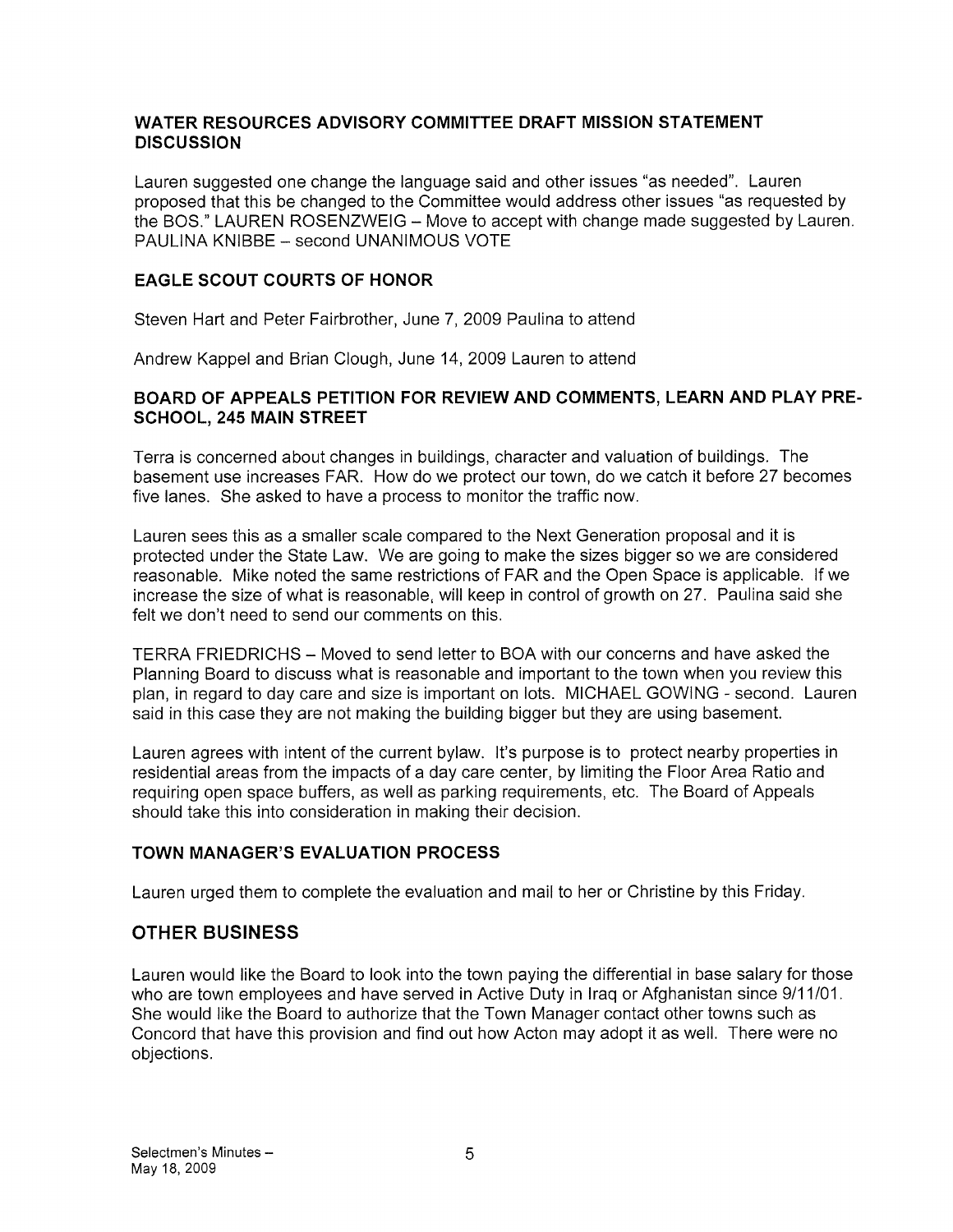### WATER RESOURCES ADVISORY COMMITTEE DRAFT MISSION STATEMENT DISCUSSION

Lauren suggested one change the language said and other issues "as needed". Lauren proposed that this be changed to the Committee would address other issues "as requested by the BOS." LAUREN ROSENZWEIG – Move to accept with change made suggested by Lauren. PAULINA KNIBBE – second UNANIMOUS VOTE

### EAGLE SCOUT COURTS OF HONOR

Steven Hart and Peter Fairbrother, June 7, 2009 Paulina to attend

Andrew Kappel and Brian Clough, June 14, 2009 Lauren to attend

### BOARD OF APPEALS PETITION FOR REVIEW AND COMMENTS, LEARN AND PLAY PRE-SCHOOL, 245 MAIN STREET

Terra is concerned about changes in buildings, character and valuation of buildings. The basement use increases FAR. How do we protect our town, do we catch it before 27 becomes five lanes. She asked to have a process to monitor the traffic now.

Lauren sees this as a smaller scale compared to the Next Generation proposal and it is protected under the State Law. We are going to make the sizes bigger so we are considered reasonable. Mike noted the same restrictions of FAR and the Open Space is applicable. If we increase the size of what is reasonable, will keep in control of growth on 27. Paulina said she felt we don't need to send our comments on this.

TERRA FRIEDRICHS – Moved to send letter to BOA with our concerns and have asked the Planning Board to discuss what is reasonable and important to the town when you review this plan, in regard to day care and size is important on lots. MICHAEL GOWING - second. Lauren said in this case they are not making the building bigger but they are using basement.

Lauren agrees with intent of the current bylaw. It's purpose is to protect nearby properties in residential areas from the impacts of a day care center, by limiting the Floor Area Ratio and requiring open space buffers, as well as parking requirements, etc. The Board of Appeals should take this into consideration in making their decision.

### TOWN MANAGER'S EVALUATION PROCESS

Lauren urged them to complete the evaluation and mail to her or Christine by this Friday.

## OTHER BUSINESS

Lauren would like the Board to look into the town paying the differential in base salary for those who are town employees and have served in Active Duty in Iraq or Afghanistan since 9/11/01. She would like the Board to authorize that the Town Manager contact other towns such as Concord that have this provision and find out how Acton may adopt it as well. There were no objections.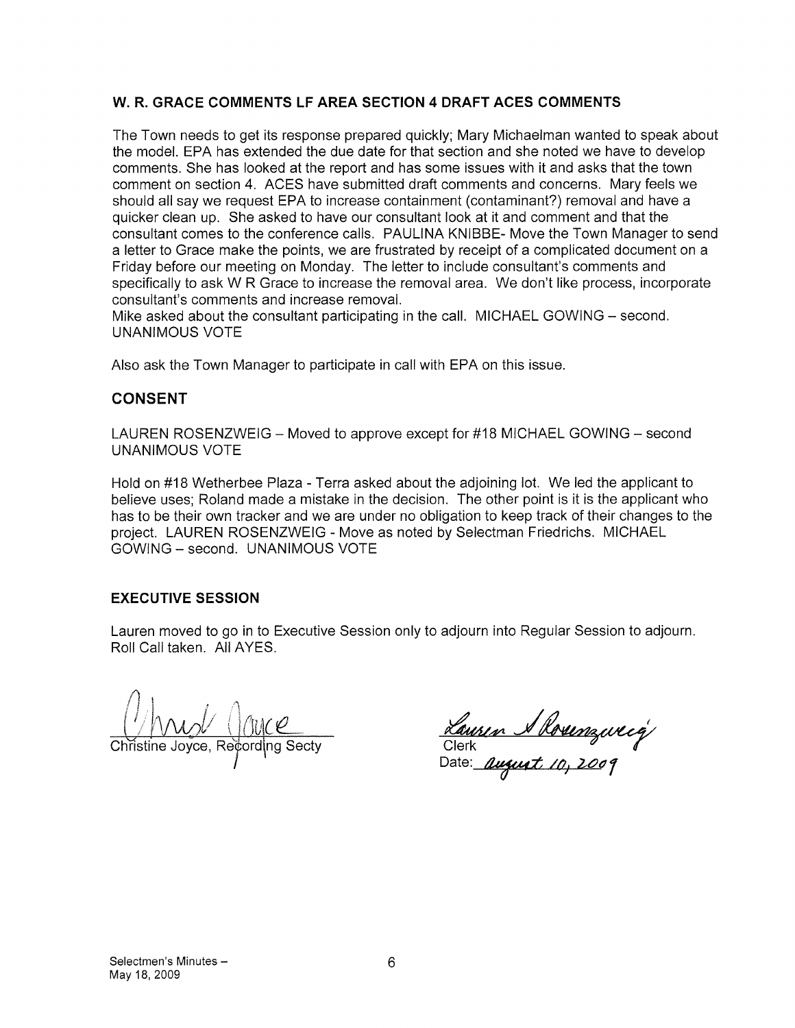### W. R. GRACE COMMENTS LF AREA SECTION 4 DRAFT ACES COMMENTS

The Town needs to get its response prepared quickly; Mary Michaelman wanted to speak about the model. EPA has extended the due date for that section and she noted we have to develop comments. She has looked at the report and has some issues with it and asks that the town comment on section 4. ACES have submitted draft comments and concerns. Mary feels we should all say we request EPA to increase containment (contaminant?) removal and have a quicker clean up. She asked to have our consultant look at it and comment and that the consultant comes to the conference calls. PAULINA KNIBBE- Move the Town Manager to send a letter to Grace make the points, we are frustrated by receipt of a complicated document on a Friday before our meeting on Monday. The letter to include consultant's comments and specifically to ask W R Grace to increase the removal area. We don't like process, incorporate consultant's comments and increase removal.
Mike asked about the consultant participating in the call. MICHAEL GOWING – second. UNANIMOUS VOTE

Also ask the Town Manager to participate in call with EPA on this issue.

## CONSENT

LAUREN ROSENZWEIG – Moved to approve except for #18 MICHAEL GOWING – second UNANIMOUS VOTE

Hold on #18 Wetherbee Plaza - Terra asked about the adjoining lot. We led the applicant to believe uses; Roland made a mistake in the decision. The other point is it is the applicant who has to be their own tracker and we are under no obligation to keep track of their changes to the project. LAUREN ROSENZWEIG - Move as noted by Selectman Friedrichs. MICHAEL GOWING – second. UNANIMOUS VOTE

### EXECUTIVE SESSION

Lauren moved to go in to Executive Session only to adjourn into Regular Session to adjourn. Roll Call taken. All AYES.

Christine Joyce, Recording Secty

Lauren A Rosenzweig
Clerk
Date: August 10, 2009

Selectmen's Minutes –
May 18, 2009